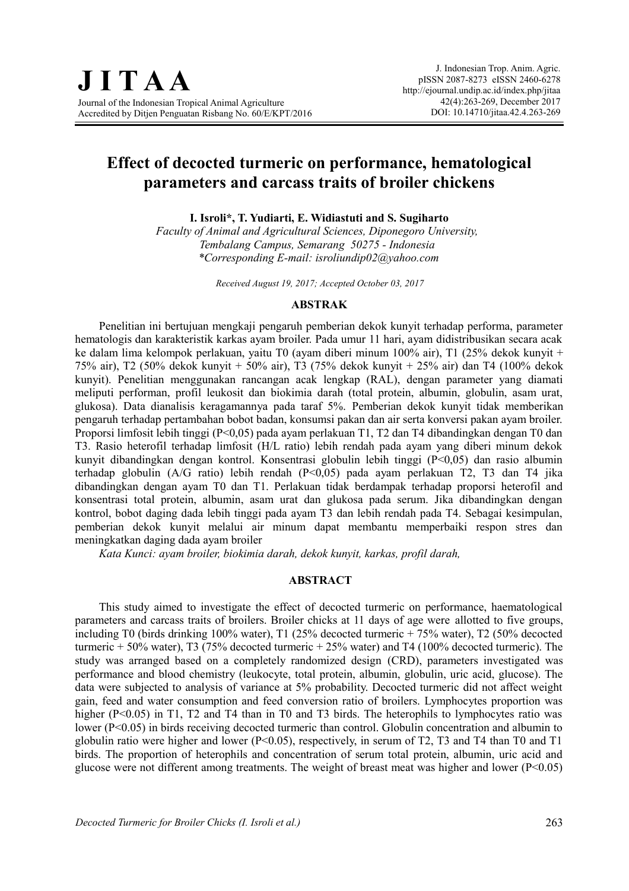# J I T A A

Journal of the Indonesian Tropical Animal Agriculture
Accredited by Ditjen Penguatan Risbang No. 60/E/KPT/2016

J. Indonesian Trop. Anim. Agric.
pISSN 2087-8273 eISSN 2460-6278
http://ejournal.undip.ac.id/index.php/jitaa
42(4):263-269, December 2017
DOI: 10.14710/jitaa.42.4.263-269

# Effect of decocted turmeric on performance, hematological parameters and carcass traits of broiler chickens

**I. Isroli\*, T. Yudiarti, E. Widiastuti and S. Sugiharto**

*Faculty of Animal and Agricultural Sciences, Diponegoro University, Tembalang Campus, Semarang 50275 - Indonesia*
*\*Corresponding E-mail: isroliundip02@yahoo.com*

*Received August 19, 2017; Accepted October 03, 2017*

## ABSTRAK

Penelitian ini bertujuan mengkaji pengaruh pemberian dekok kunyit terhadap performa, parameter hematologis dan karakteristik karkas ayam broiler. Pada umur 11 hari, ayam didistribusikan secara acak ke dalam lima kelompok perlakuan, yaitu T0 (ayam diberi minum 100% air), T1 (25% dekok kunyit + 75% air), T2 (50% dekok kunyit + 50% air), T3 (75% dekok kunyit + 25% air) dan T4 (100% dekok kunyit). Penelitian menggunakan rancangan acak lengkap (RAL), dengan parameter yang diamati meliputi performan, profil leukosit dan biokimia darah (total protein, albumin, globulin, asam urat, glukosa). Data dianalisis keragamannya pada taraf 5%. Pemberian dekok kunyit tidak memberikan pengaruh terhadap pertambahan bobot badan, konsumsi pakan dan air serta konversi pakan ayam broiler. Proporsi limfosit lebih tinggi (P<0,05) pada ayam perlakuan T1, T2 dan T4 dibandingkan dengan T0 dan T3. Rasio heterofil terhadap limfosit (H/L ratio) lebih rendah pada ayam yang diberi minum dekok kunyit dibandingkan dengan kontrol. Konsentrasi globulin lebih tinggi (P<0,05) dan rasio albumin terhadap globulin (A/G ratio) lebih rendah (P<0,05) pada ayam perlakuan T2, T3 dan T4 jika dibandingkan dengan ayam T0 dan T1. Perlakuan tidak berdampak terhadap proporsi heterofil and konsentrasi total protein, albumin, asam urat dan glukosa pada serum. Jika dibandingkan dengan kontrol, bobot daging dada lebih tinggi pada ayam T3 dan lebih rendah pada T4. Sebagai kesimpulan, pemberian dekok kunyit melalui air minum dapat membantu memperbaiki respon stres dan meningkatkan daging dada ayam broiler

*Kata Kunci: ayam broiler, biokimia darah, dekok kunyit, karkas, profil darah,*

## ABSTRACT

This study aimed to investigate the effect of decocted turmeric on performance, haematological parameters and carcass traits of broilers. Broiler chicks at 11 days of age were allotted to five groups, including T0 (birds drinking 100% water), T1 (25% decocted turmeric + 75% water), T2 (50% decocted turmeric + 50% water), T3 (75% decocted turmeric + 25% water) and T4 (100% decocted turmeric). The study was arranged based on a completely randomized design (CRD), parameters investigated was performance and blood chemistry (leukocyte, total protein, albumin, globulin, uric acid, glucose). The data were subjected to analysis of variance at 5% probability. Decocted turmeric did not affect weight gain, feed and water consumption and feed conversion ratio of broilers. Lymphocytes proportion was higher (P<0.05) in T1, T2 and T4 than in T0 and T3 birds. The heterophils to lymphocytes ratio was lower (P<0.05) in birds receiving decocted turmeric than control. Globulin concentration and albumin to globulin ratio were higher and lower (P<0.05), respectively, in serum of T2, T3 and T4 than T0 and T1 birds. The proportion of heterophils and concentration of serum total protein, albumin, uric acid and glucose were not different among treatments. The weight of breast meat was higher and lower (P<0.05)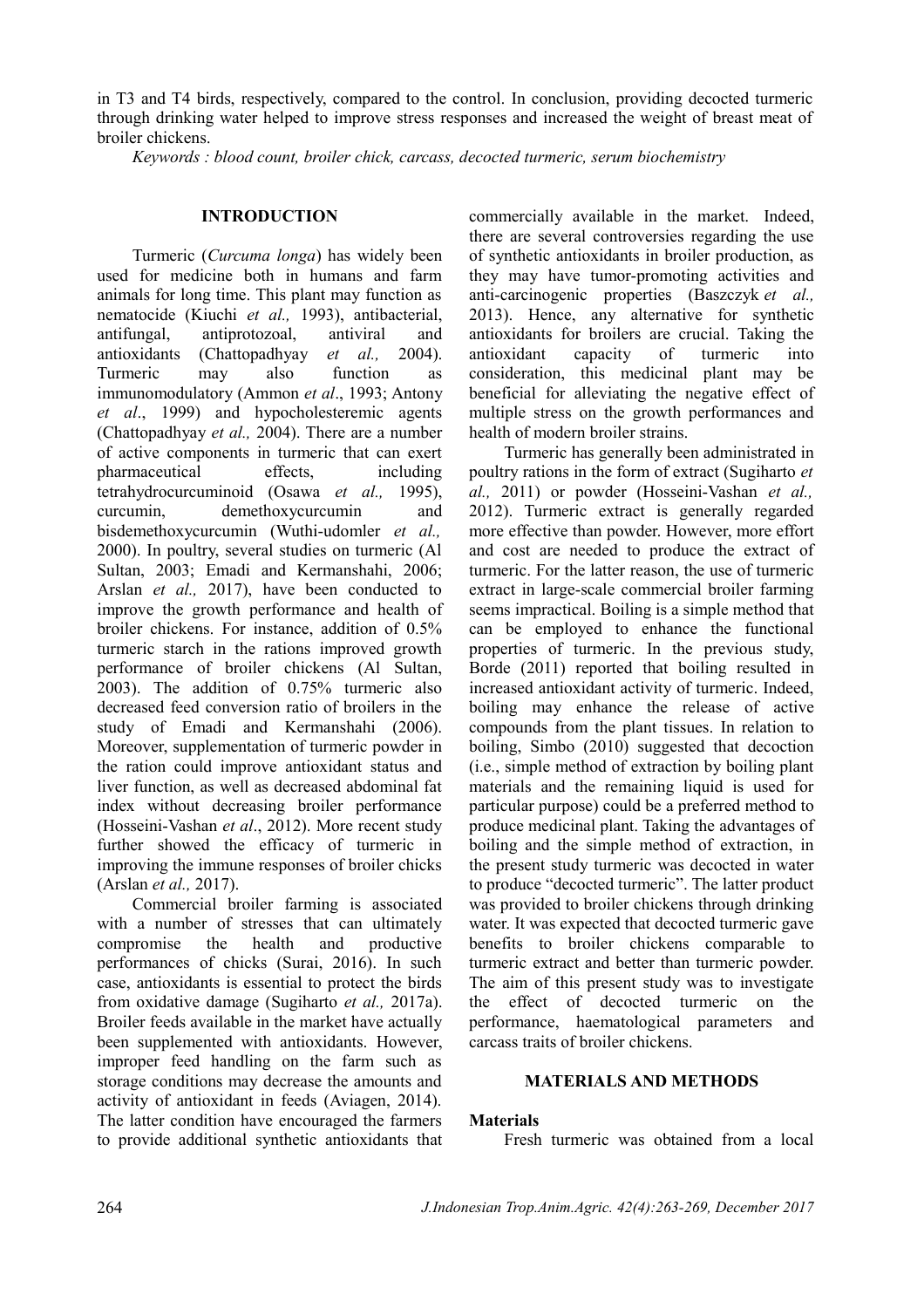in T3 and T4 birds, respectively, compared to the control. In conclusion, providing decocted turmeric through drinking water helped to improve stress responses and increased the weight of breast meat of broiler chickens.

*Keywords : blood count, broiler chick, carcass, decocted turmeric, serum biochemistry*

## INTRODUCTION

Turmeric (*Curcuma longa*) has widely been used for medicine both in humans and farm animals for long time. This plant may function as nematocide (Kiuchi *et al.,* 1993), antibacterial, antifungal, antiprotozoal, antiviral and antioxidants (Chattopadhyay *et al.,* 2004). Turmeric may also function as immunomodulatory (Ammon *et al*., 1993; Antony *et al*., 1999) and hypocholesteremic agents (Chattopadhyay *et al.,* 2004). There are a number of active components in turmeric that can exert pharmaceutical effects, including tetrahydrocurcuminoid (Osawa *et al.,* 1995), curcumin, demethoxycurcumin and bisdemethoxycurcumin (Wuthi-udomler *et al.,* 2000). In poultry, several studies on turmeric (Al Sultan, 2003; Emadi and Kermanshahi, 2006; Arslan *et al.,* 2017), have been conducted to improve the growth performance and health of broiler chickens. For instance, addition of 0.5% turmeric starch in the rations improved growth performance of broiler chickens (Al Sultan, 2003). The addition of 0.75% turmeric also decreased feed conversion ratio of broilers in the study of Emadi and Kermanshahi (2006). Moreover, supplementation of turmeric powder in the ration could improve antioxidant status and liver function, as well as decreased abdominal fat index without decreasing broiler performance (Hosseini-Vashan *et al*., 2012). More recent study further showed the efficacy of turmeric in improving the immune responses of broiler chicks (Arslan *et al.,* 2017).

Commercial broiler farming is associated with a number of stresses that can ultimately compromise the health and productive performances of chicks (Surai, 2016). In such case, antioxidants is essential to protect the birds from oxidative damage (Sugiharto *et al.,* 2017a). Broiler feeds available in the market have actually been supplemented with antioxidants. However, improper feed handling on the farm such as storage conditions may decrease the amounts and activity of antioxidant in feeds (Aviagen, 2014). The latter condition have encouraged the farmers to provide additional synthetic antioxidants that commercially available in the market. Indeed, there are several controversies regarding the use of synthetic antioxidants in broiler production, as they may have tumor-promoting activities and anti-carcinogenic properties (Baszczyk *et al.,* 2013). Hence, any alternative for synthetic antioxidants for broilers are crucial. Taking the antioxidant capacity of turmeric into consideration, this medicinal plant may be beneficial for alleviating the negative effect of multiple stress on the growth performances and health of modern broiler strains.

Turmeric has generally been administrated in poultry rations in the form of extract (Sugiharto *et al.,* 2011) or powder (Hosseini-Vashan *et al.,* 2012). Turmeric extract is generally regarded more effective than powder. However, more effort and cost are needed to produce the extract of turmeric. For the latter reason, the use of turmeric extract in large-scale commercial broiler farming seems impractical. Boiling is a simple method that can be employed to enhance the functional properties of turmeric. In the previous study, Borde (2011) reported that boiling resulted in increased antioxidant activity of turmeric. Indeed, boiling may enhance the release of active compounds from the plant tissues. In relation to boiling, Simbo (2010) suggested that decoction (i.e., simple method of extraction by boiling plant materials and the remaining liquid is used for particular purpose) could be a preferred method to produce medicinal plant. Taking the advantages of boiling and the simple method of extraction, in the present study turmeric was decocted in water to produce "decocted turmeric". The latter product was provided to broiler chickens through drinking water. It was expected that decocted turmeric gave benefits to broiler chickens comparable to turmeric extract and better than turmeric powder. The aim of this present study was to investigate the effect of decocted turmeric on the performance, haematological parameters and carcass traits of broiler chickens.

## MATERIALS AND METHODS

### Materials

Fresh turmeric was obtained from a local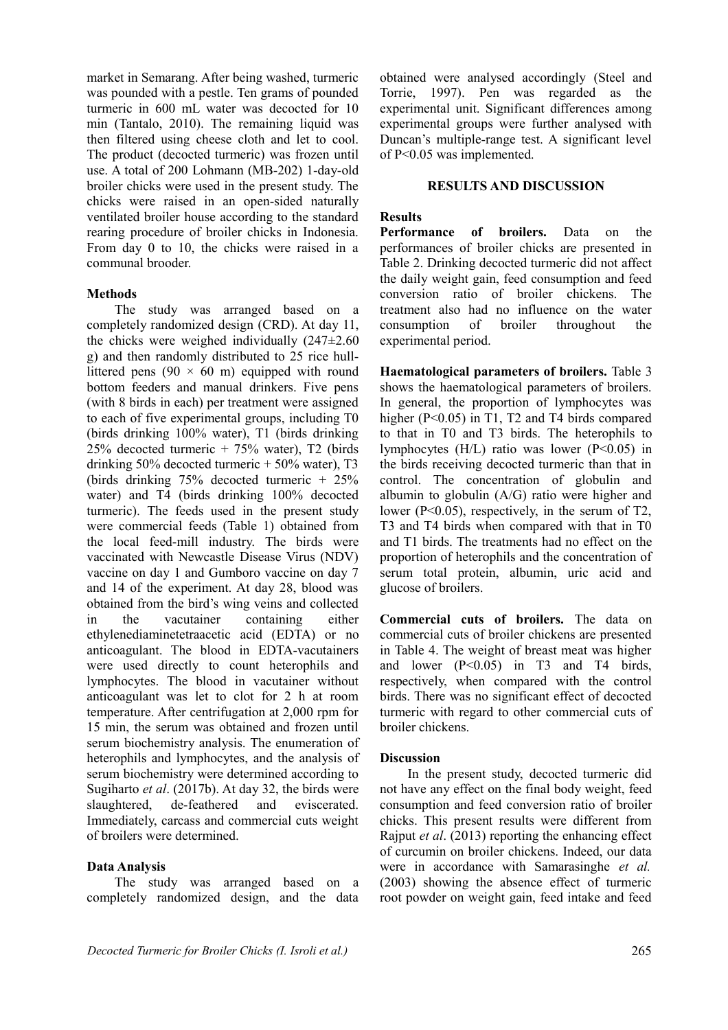market in Semarang. After being washed, turmeric was pounded with a pestle. Ten grams of pounded turmeric in 600 mL water was decocted for 10 min (Tantalo, 2010). The remaining liquid was then filtered using cheese cloth and let to cool. The product (decocted turmeric) was frozen until use. A total of 200 Lohmann (MB-202) 1-day-old broiler chicks were used in the present study. The chicks were raised in an open-sided naturally ventilated broiler house according to the standard rearing procedure of broiler chicks in Indonesia. From day 0 to 10, the chicks were raised in a communal brooder.

### Methods

The study was arranged based on a completely randomized design (CRD). At day 11, the chicks were weighed individually (247±2.60 g) and then randomly distributed to 25 rice hull-littered pens (90 × 60 m) equipped with round bottom feeders and manual drinkers. Five pens (with 8 birds in each) per treatment were assigned to each of five experimental groups, including T0 (birds drinking 100% water), T1 (birds drinking 25% decocted turmeric + 75% water), T2 (birds drinking 50% decocted turmeric + 50% water), T3 (birds drinking 75% decocted turmeric + 25% water) and T4 (birds drinking 100% decocted turmeric). The feeds used in the present study were commercial feeds (Table 1) obtained from the local feed-mill industry. The birds were vaccinated with Newcastle Disease Virus (NDV) vaccine on day 1 and Gumboro vaccine on day 7 and 14 of the experiment. At day 28, blood was obtained from the bird's wing veins and collected in the vacutainer containing either ethylenediaminetetraacetic acid (EDTA) or no anticoagulant. The blood in EDTA-vacutainers were used directly to count heterophils and lymphocytes. The blood in vacutainer without anticoagulant was let to clot for 2 h at room temperature. After centrifugation at 2,000 rpm for 15 min, the serum was obtained and frozen until serum biochemistry analysis. The enumeration of heterophils and lymphocytes, and the analysis of serum biochemistry were determined according to Sugiharto *et al*. (2017b). At day 32, the birds were slaughtered, de-feathered and eviscerated. Immediately, carcass and commercial cuts weight of broilers were determined.

### Data Analysis

The study was arranged based on a completely randomized design, and the data obtained were analysed accordingly (Steel and Torrie, 1997). Pen was regarded as the experimental unit. Significant differences among experimental groups were further analysed with Duncan's multiple-range test. A significant level of $P<0.05$ was implemented.

## RESULTS AND DISCUSSION

### Results

**Performance of broilers.** Data on the performances of broiler chicks are presented in Table 2. Drinking decocted turmeric did not affect the daily weight gain, feed consumption and feed conversion ratio of broiler chickens. The treatment also had no influence on the water consumption of broiler throughout the experimental period.

**Haematological parameters of broilers.** Table 3 shows the haematological parameters of broilers. In general, the proportion of lymphocytes was higher ($P<0.05$) in T1, T2 and T4 birds compared to that in T0 and T3 birds. The heterophils to lymphocytes (H/L) ratio was lower ($P<0.05$) in the birds receiving decocted turmeric than that in control. The concentration of globulin and albumin to globulin (A/G) ratio were higher and lower ($P<0.05$), respectively, in the serum of T2, T3 and T4 birds when compared with that in T0 and T1 birds. The treatments had no effect on the proportion of heterophils and the concentration of serum total protein, albumin, uric acid and glucose of broilers.

**Commercial cuts of broilers.** The data on commercial cuts of broiler chickens are presented in Table 4. The weight of breast meat was higher and lower ($P<0.05$) in T3 and T4 birds, respectively, when compared with the control birds. There was no significant effect of decocted turmeric with regard to other commercial cuts of broiler chickens.

### Discussion

In the present study, decocted turmeric did not have any effect on the final body weight, feed consumption and feed conversion ratio of broiler chicks. This present results were different from Rajput *et al*. (2013) reporting the enhancing effect of curcumin on broiler chickens. Indeed, our data were in accordance with Samarasinghe *et al.* (2003) showing the absence effect of turmeric root powder on weight gain, feed intake and feed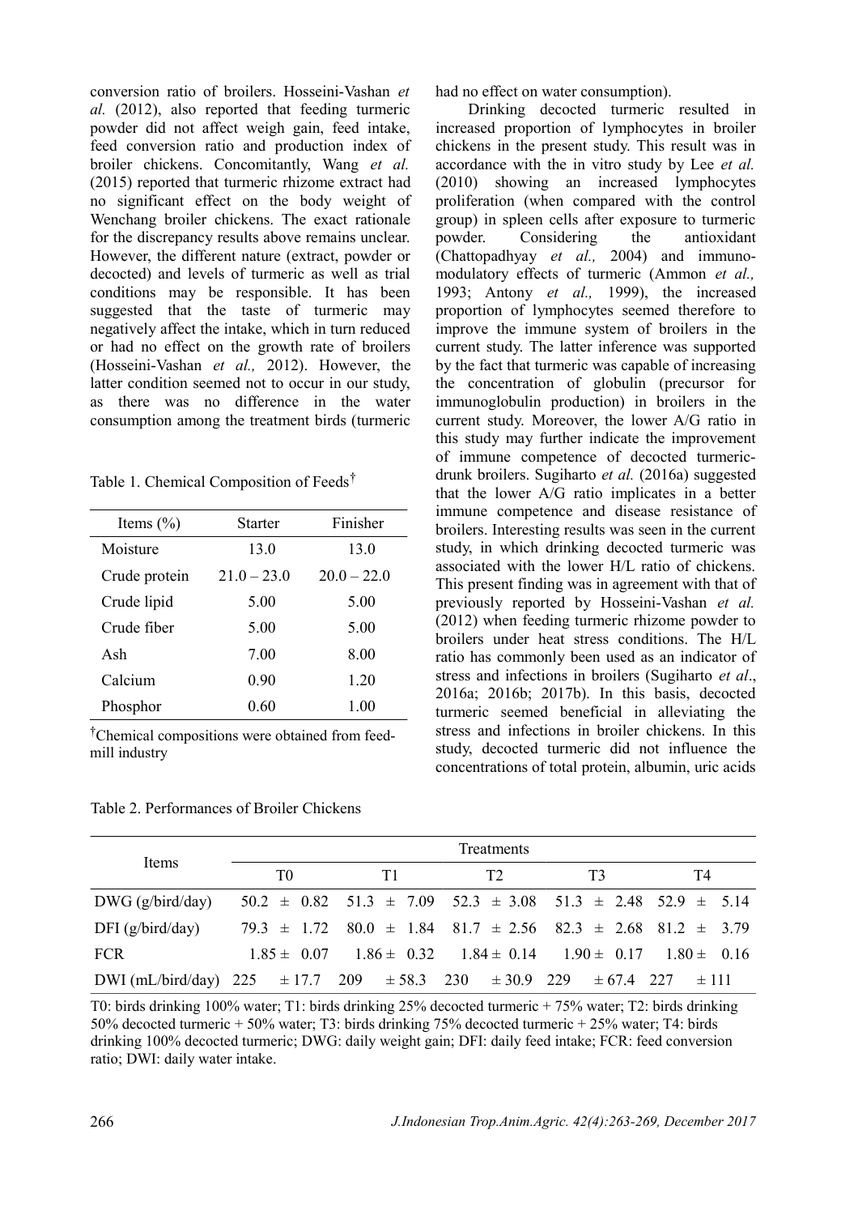conversion ratio of broilers. Hosseini-Vashan *et al.* (2012), also reported that feeding turmeric powder did not affect weigh gain, feed intake, feed conversion ratio and production index of broiler chickens. Concomitantly, Wang *et al.* (2015) reported that turmeric rhizome extract had no significant effect on the body weight of Wenchang broiler chickens. The exact rationale for the discrepancy results above remains unclear. However, the different nature (extract, powder or decocted) and levels of turmeric as well as trial conditions may be responsible. It has been suggested that the taste of turmeric may negatively affect the intake, which in turn reduced or had no effect on the growth rate of broilers (Hosseini-Vashan *et al.,* 2012). However, the latter condition seemed not to occur in our study, as there was no difference in the water consumption among the treatment birds (turmeric had no effect on water consumption).

Table 1. Chemical Composition of Feeds[†]

| Items (%) | Starter | Finisher |
|---|---|---|
| Moisture | 13.0 | 13.0 |
| Crude protein | 21.0 – 23.0 | 20.0 – 22.0 |
| Crude lipid | 5.00 | 5.00 |
| Crude fiber | 5.00 | 5.00 |
| Ash | 7.00 | 8.00 |
| Calcium | 0.90 | 1.20 |
| Phosphor | 0.60 | 1.00 |

[†]Chemical compositions were obtained from feed-mill industry

Drinking decocted turmeric resulted in increased proportion of lymphocytes in broiler chickens in the present study. This result was in accordance with the in vitro study by Lee *et al.* (2010) showing an increased lymphocytes proliferation (when compared with the control group) in spleen cells after exposure to turmeric powder. Considering the antioxidant (Chattopadhyay *et al.,* 2004) and immuno-modulatory effects of turmeric (Ammon *et al.,* 1993; Antony *et al.,* 1999), the increased proportion of lymphocytes seemed therefore to improve the immune system of broilers in the current study. The latter inference was supported by the fact that turmeric was capable of increasing the concentration of globulin (precursor for immunoglobulin production) in broilers in the current study. Moreover, the lower A/G ratio in this study may further indicate the improvement of immune competence of decocted turmeric-drunk broilers. Sugiharto *et al.* (2016a) suggested that the lower A/G ratio implicates in a better immune competence and disease resistance of broilers. Interesting results was seen in the current study, in which drinking decocted turmeric was associated with the lower H/L ratio of chickens. This present finding was in agreement with that of previously reported by Hosseini-Vashan *et al.* (2012) when feeding turmeric rhizome powder to broilers under heat stress conditions. The H/L ratio has commonly been used as an indicator of stress and infections in broilers (Sugiharto *et al*., 2016a; 2016b; 2017b). In this basis, decocted turmeric seemed beneficial in alleviating the stress and infections in broiler chickens. In this study, decocted turmeric did not influence the concentrations of total protein, albumin, uric acids

Table 2. Performances of Broiler Chickens

| Items | Treatments | | | | |
|---|---|---|---|---|---|
| | T0 | T1 | T2 | T3 | T4 |
| DWG (g/bird/day) | 50.2 ± 0.82 | 51.3 ± 7.09 | 52.3 ± 3.08 | 51.3 ± 2.48 | 52.9 ± 5.14 |
| DFI (g/bird/day) | 79.3 ± 1.72 | 80.0 ± 1.84 | 81.7 ± 2.56 | 82.3 ± 2.68 | 81.2 ± 3.79 |
| FCR | 1.85 ± 0.07 | 1.86 ± 0.32 | 1.84 ± 0.14 | 1.90 ± 0.17 | 1.80 ± 0.16 |
| DWI (mL/bird/day) | 225 ± 17.7 | 209 ± 58.3 | 230 ± 30.9 | 229 ± 67.4 | 227 ± 111 |

T0: birds drinking 100% water; T1: birds drinking 25% decocted turmeric + 75% water; T2: birds drinking 50% decocted turmeric + 50% water; T3: birds drinking 75% decocted turmeric + 25% water; T4: birds drinking 100% decocted turmeric; DWG: daily weight gain; DFI: daily feed intake; FCR: feed conversion ratio; DWI: daily water intake.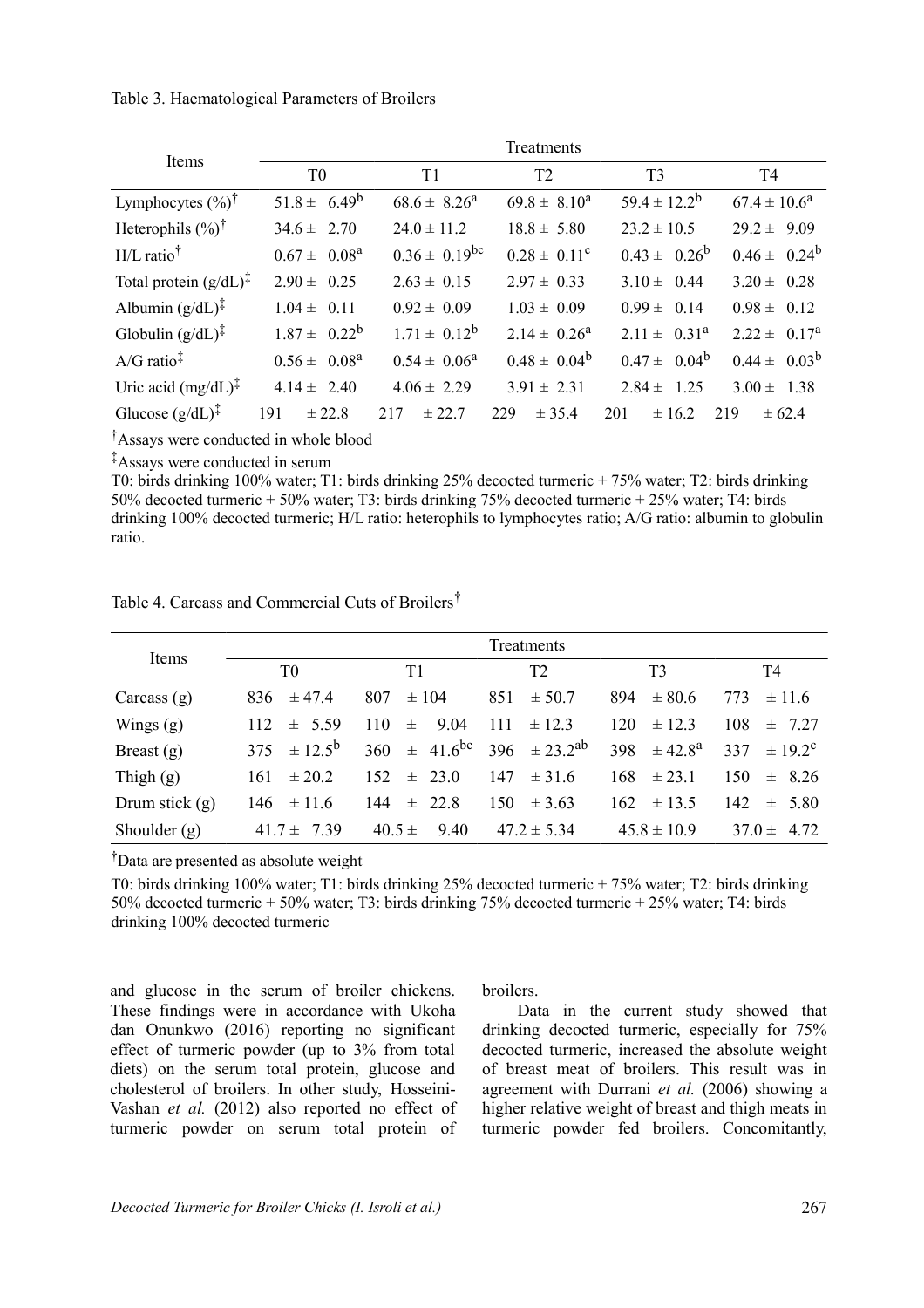Table 3. Haematological Parameters of Broilers

| Items | Treatments | | | | |
|---|---|---|---|---|---|
| | T0 | T1 | T2 | T3 | T4 |
| Lymphocytes (%)[†] | 51.8 ± 6.49[b] | 68.6 ± 8.26[a] | 69.8 ± 8.10[a] | 59.4 ± 12.2[b] | 67.4 ± 10.6[a] |
| Heterophils (%)[†] | 34.6 ± 2.70 | 24.0 ± 11.2 | 18.8 ± 5.80 | 23.2 ± 10.5 | 29.2 ± 9.09 |
| H/L ratio[†] | 0.67 ± 0.08[a] | 0.36 ± 0.19[bc] | 0.28 ± 0.11[c] | 0.43 ± 0.26[b] | 0.46 ± 0.24[b] |
| Total protein (g/dL)[‡] | 2.90 ± 0.25 | 2.63 ± 0.15 | 2.97 ± 0.33 | 3.10 ± 0.44 | 3.20 ± 0.28 |
| Albumin (g/dL)[‡] | 1.04 ± 0.11 | 0.92 ± 0.09 | 1.03 ± 0.09 | 0.99 ± 0.14 | 0.98 ± 0.12 |
| Globulin (g/dL)[‡] | 1.87 ± 0.22[b] | 1.71 ± 0.12[b] | 2.14 ± 0.26[a] | 2.11 ± 0.31[a] | 2.22 ± 0.17[a] |
| A/G ratio[‡] | 0.56 ± 0.08[a] | 0.54 ± 0.06[a] | 0.48 ± 0.04[b] | 0.47 ± 0.04[b] | 0.44 ± 0.03[b] |
| Uric acid (mg/dL)[‡] | 4.14 ± 2.40 | 4.06 ± 2.29 | 3.91 ± 2.31 | 2.84 ± 1.25 | 3.00 ± 1.38 |
| Glucose (g/dL)[‡] | 191 ± 22.8 | 217 ± 22.7 | 229 ± 35.4 | 201 ± 16.2 | 219 ± 62.4 |

[†]Assays were conducted in whole blood

[‡]Assays were conducted in serum

T0: birds drinking 100% water; T1: birds drinking 25% decocted turmeric + 75% water; T2: birds drinking 50% decocted turmeric + 50% water; T3: birds drinking 75% decocted turmeric + 25% water; T4: birds drinking 100% decocted turmeric; H/L ratio: heterophils to lymphocytes ratio; A/G ratio: albumin to globulin ratio.

Table 4. Carcass and Commercial Cuts of Broilers[†]

| Items | Treatments | | | | |
|---|---|---|---|---|---|
| | T0 | T1 | T2 | T3 | T4 |
| Carcass (g) | 836 ± 47.4 | 807 ± 104 | 851 ± 50.7 | 894 ± 80.6 | 773 ± 11.6 |
| Wings (g) | 112 ± 5.59 | 110 ± 9.04 | 111 ± 12.3 | 120 ± 12.3 | 108 ± 7.27 |
| Breast (g) | 375 ± 12.5[b] | 360 ± 41.6[bc] | 396 ± 23.2[ab] | 398 ± 42.8[a] | 337 ± 19.2[c] |
| Thigh (g) | 161 ± 20.2 | 152 ± 23.0 | 147 ± 31.6 | 168 ± 23.1 | 150 ± 8.26 |
| Drum stick (g) | 146 ± 11.6 | 144 ± 22.8 | 150 ± 3.63 | 162 ± 13.5 | 142 ± 5.80 |
| Shoulder (g) | 41.7 ± 7.39 | 40.5 ± 9.40 | 47.2 ± 5.34 | 45.8 ± 10.9 | 37.0 ± 4.72 |

[†]Data are presented as absolute weight

T0: birds drinking 100% water; T1: birds drinking 25% decocted turmeric + 75% water; T2: birds drinking 50% decocted turmeric + 50% water; T3: birds drinking 75% decocted turmeric + 25% water; T4: birds drinking 100% decocted turmeric

and glucose in the serum of broiler chickens. These findings were in accordance with Ukoha dan Onunkwo (2016) reporting no significant effect of turmeric powder (up to 3% from total diets) on the serum total protein, glucose and cholesterol of broilers. In other study, Hosseini-Vashan *et al.* (2012) also reported no effect of turmeric powder on serum total protein of broilers.

Data in the current study showed that drinking decocted turmeric, especially for 75% decocted turmeric, increased the absolute weight of breast meat of broilers. This result was in agreement with Durrani *et al.* (2006) showing a higher relative weight of breast and thigh meats in turmeric powder fed broilers. Concomitantly,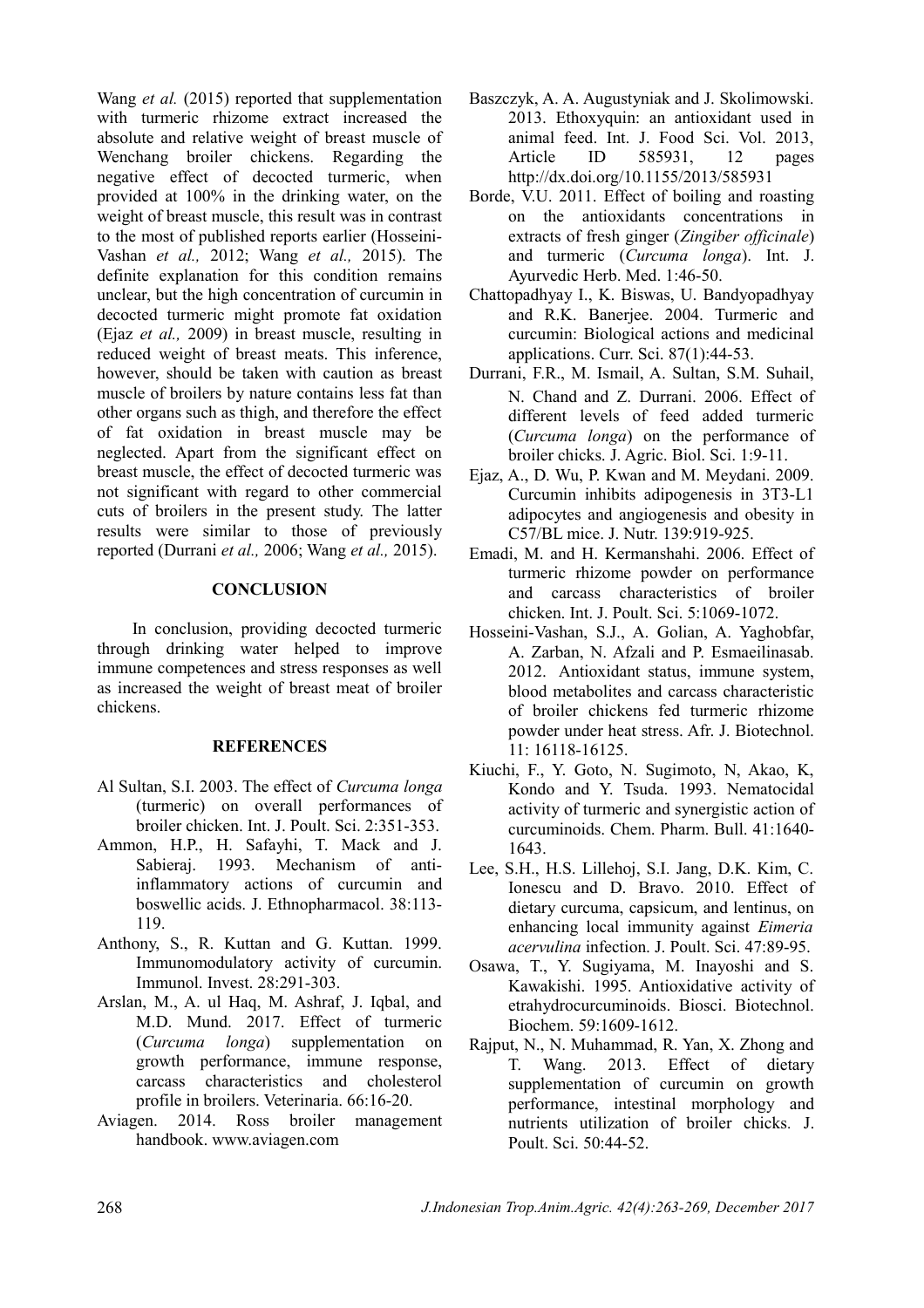Wang *et al.* (2015) reported that supplementation with turmeric rhizome extract increased the absolute and relative weight of breast muscle of Wenchang broiler chickens. Regarding the negative effect of decocted turmeric, when provided at 100% in the drinking water, on the weight of breast muscle, this result was in contrast to the most of published reports earlier (Hosseini-Vashan *et al.,* 2012; Wang *et al.,* 2015). The definite explanation for this condition remains unclear, but the high concentration of curcumin in decocted turmeric might promote fat oxidation (Ejaz *et al.,* 2009) in breast muscle, resulting in reduced weight of breast meats. This inference, however, should be taken with caution as breast muscle of broilers by nature contains less fat than other organs such as thigh, and therefore the effect of fat oxidation in breast muscle may be neglected. Apart from the significant effect on breast muscle, the effect of decocted turmeric was not significant with regard to other commercial cuts of broilers in the present study. The latter results were similar to those of previously reported (Durrani *et al.,* 2006; Wang *et al.,* 2015).

## CONCLUSION

In conclusion, providing decocted turmeric through drinking water helped to improve immune competences and stress responses as well as increased the weight of breast meat of broiler chickens.

## REFERENCES

Al Sultan, S.I. 2003. The effect of *Curcuma longa* (turmeric) on overall performances of broiler chicken. Int. J. Poult. Sci. 2:351-353.

Ammon, H.P., H. Safayhi, T. Mack and J. Sabieraj. 1993. Mechanism of anti-inflammatory actions of curcumin and boswellic acids. J. Ethnopharmacol. 38:113-119.

Anthony, S., R. Kuttan and G. Kuttan. 1999. Immunomodulatory activity of curcumin. Immunol. Invest. 28:291-303.

Arslan, M., A. ul Haq, M. Ashraf, J. Iqbal, and M.D. Mund. 2017. Effect of turmeric (*Curcuma longa*) supplementation on growth performance, immune response, carcass characteristics and cholesterol profile in broilers. Veterinaria. 66:16-20.

Aviagen. 2014. Ross broiler management handbook. www.aviagen.com

Baszczyk, A. A. Augustyniak and J. Skolimowski. 2013. Ethoxyquin: an antioxidant used in animal feed. Int. J. Food Sci. Vol. 2013, Article ID 585931, 12 pages http://dx.doi.org/10.1155/2013/585931

Borde, V.U. 2011. Effect of boiling and roasting on the antioxidants concentrations in extracts of fresh ginger (*Zingiber officinale*) and turmeric (*Curcuma longa*). Int. J. Ayurvedic Herb. Med. 1:46-50.

Chattopadhyay I., K. Biswas, U. Bandyopadhyay and R.K. Banerjee. 2004. Turmeric and curcumin: Biological actions and medicinal applications. Curr. Sci. 87(1):44-53.

Durrani, F.R., M. Ismail, A. Sultan, S.M. Suhail, N. Chand and Z. Durrani. 2006. Effect of different levels of feed added turmeric (*Curcuma longa*) on the performance of broiler chicks. J. Agric. Biol. Sci. 1:9-11.

Ejaz, A., D. Wu, P. Kwan and M. Meydani. 2009. Curcumin inhibits adipogenesis in 3T3-L1 adipocytes and angiogenesis and obesity in C57/BL mice. J. Nutr. 139:919-925.

Emadi, M. and H. Kermanshahi. 2006. Effect of turmeric rhizome powder on performance and carcass characteristics of broiler chicken. Int. J. Poult. Sci. 5:1069-1072.

Hosseini-Vashan, S.J., A. Golian, A. Yaghobfar, A. Zarban, N. Afzali and P. Esmaeilinasab. 2012. Antioxidant status, immune system, blood metabolites and carcass characteristic of broiler chickens fed turmeric rhizome powder under heat stress. Afr. J. Biotechnol. 11: 16118-16125.

Kiuchi, F., Y. Goto, N. Sugimoto, N, Akao, K, Kondo and Y. Tsuda. 1993. Nematocidal activity of turmeric and synergistic action of curcuminoids. Chem. Pharm. Bull. 41:1640-1643.

Lee, S.H., H.S. Lillehoj, S.I. Jang, D.K. Kim, C. Ionescu and D. Bravo. 2010. Effect of dietary curcuma, capsicum, and lentinus, on enhancing local immunity against *Eimeria acervulina* infection. J. Poult. Sci. 47:89-95.

Osawa, T., Y. Sugiyama, M. Inayoshi and S. Kawakishi. 1995. Antioxidative activity of etrahydrocurcuminoids. Biosci. Biotechnol. Biochem. 59:1609-1612.

Rajput, N., N. Muhammad, R. Yan, X. Zhong and T. Wang. 2013. Effect of dietary supplementation of curcumin on growth performance, intestinal morphology and nutrients utilization of broiler chicks. J. Poult. Sci. 50:44-52.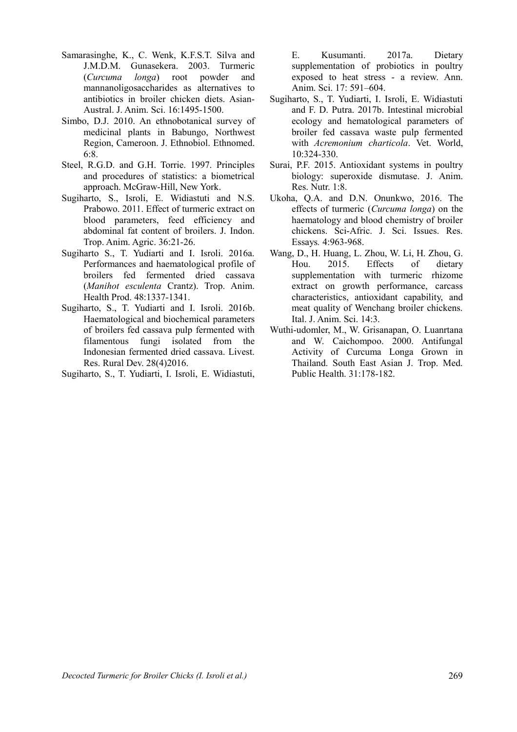Samarasinghe, K., C. Wenk, K.F.S.T. Silva and J.M.D.M. Gunasekera. 2003. Turmeric (*Curcuma longa*) root powder and mannanoligosaccharides as alternatives to antibiotics in broiler chicken diets. Asian-Austral. J. Anim. Sci. 16:1495-1500.

Simbo, D.J. 2010. An ethnobotanical survey of medicinal plants in Babungo, Northwest Region, Cameroon. J. Ethnobiol. Ethnomed. 6:8.

Steel, R.G.D. and G.H. Torrie. 1997. Principles and procedures of statistics: a biometrical approach. McGraw-Hill, New York.

Sugiharto, S., Isroli, E. Widiastuti and N.S. Prabowo. 2011. Effect of turmeric extract on blood parameters, feed efficiency and abdominal fat content of broilers. J. Indon. Trop. Anim. Agric. 36:21-26.

Sugiharto S., T. Yudiarti and I. Isroli. 2016a. Performances and haematological profile of broilers fed fermented dried cassava (*Manihot esculenta* Crantz). Trop. Anim. Health Prod. 48:1337-1341.

Sugiharto, S., T. Yudiarti and I. Isroli. 2016b. Haematological and biochemical parameters of broilers fed cassava pulp fermented with filamentous fungi isolated from the Indonesian fermented dried cassava. Livest. Res. Rural Dev. 28(4)2016.

Sugiharto, S., T. Yudiarti, I. Isroli, E. Widiastuti, E. Kusumanti. 2017a. Dietary supplementation of probiotics in poultry exposed to heat stress - a review. Ann. Anim. Sci. 17: 591–604.

Sugiharto, S., T. Yudiarti, I. Isroli, E. Widiastuti and F. D. Putra. 2017b. Intestinal microbial ecology and hematological parameters of broiler fed cassava waste pulp fermented with *Acremonium charticola*. Vet. World, 10:324-330.

Surai, P.F. 2015. Antioxidant systems in poultry biology: superoxide dismutase. J. Anim. Res. Nutr. 1:8.

Ukoha, Q.A. and D.N. Onunkwo, 2016. The effects of turmeric (*Curcuma longa*) on the haematology and blood chemistry of broiler chickens. Sci-Afric. J. Sci. Issues. Res. Essays. 4:963-968.

Wang, D., H. Huang, L. Zhou, W. Li, H. Zhou, G. Hou. 2015. Effects of dietary supplementation with turmeric rhizome extract on growth performance, carcass characteristics, antioxidant capability, and meat quality of Wenchang broiler chickens. Ital. J. Anim. Sci. 14:3.

Wuthi-udomler, M., W. Grisanapan, O. Luanrtana and W. Caichompoo. 2000. Antifungal Activity of Curcuma Longa Grown in Thailand. South East Asian J. Trop. Med. Public Health. 31:178-182.